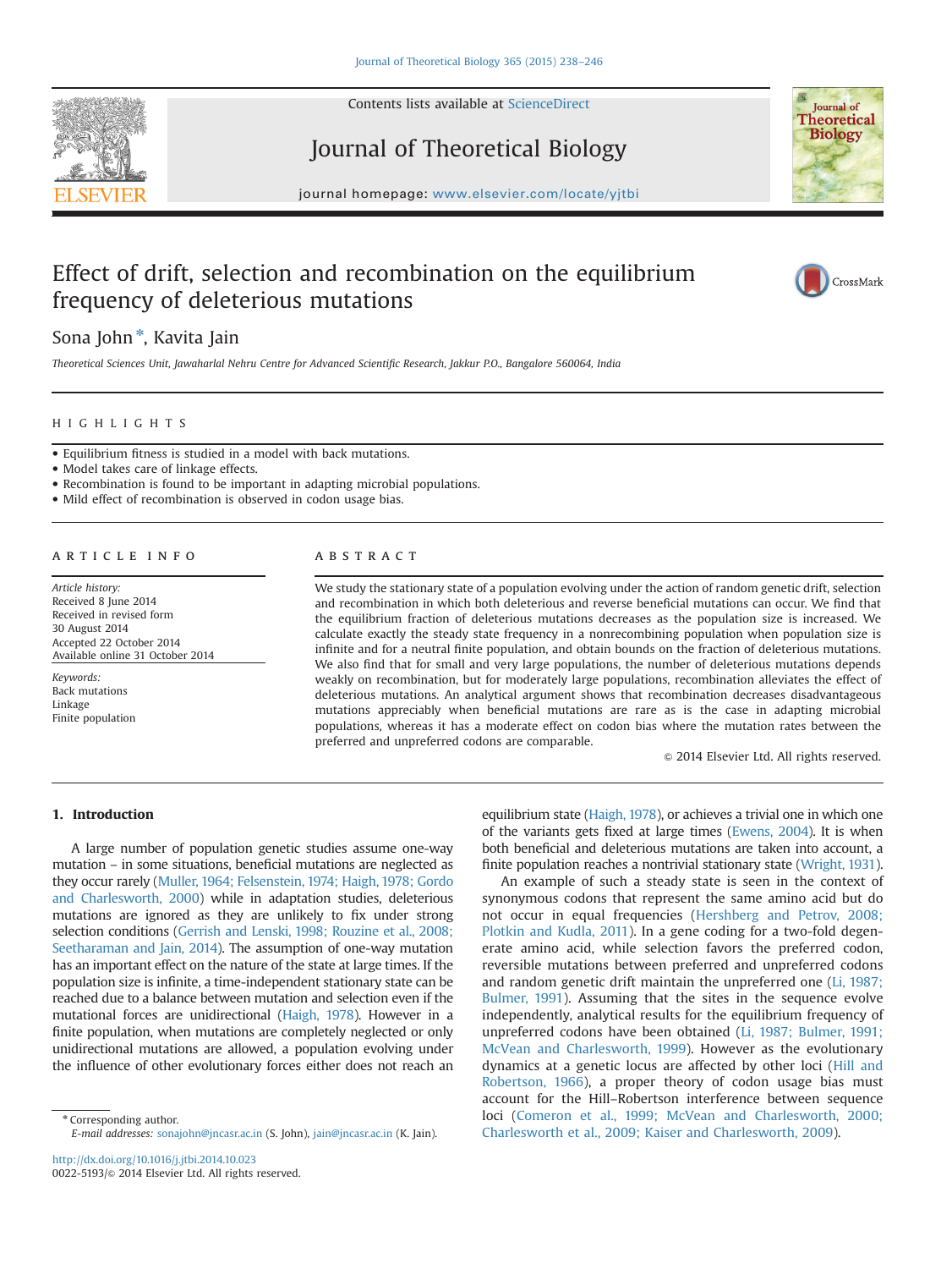# Effect of drift, selection and recombination on the equilibrium frequency of deleterious mutations

Sona John*, Kavita Jain

*Theoretical Sciences Unit, Jawaharlal Nehru Centre for Advanced Scientific Research, Jakkur P.O., Bangalore 560064, India*

## HIGHLIGHTS

- Equilibrium fitness is studied in a model with back mutations.
- Model takes care of linkage effects.
- Recombination is found to be important in adapting microbial populations.
- Mild effect of recombination is observed in codon usage bias.

## ARTICLE INFO

*Article history:*
Received 8 June 2014
Received in revised form 30 August 2014
Accepted 22 October 2014
Available online 31 October 2014

*Keywords:*
Back mutations
Linkage
Finite population

## ABSTRACT

We study the stationary state of a population evolving under the action of random genetic drift, selection and recombination in which both deleterious and reverse beneficial mutations can occur. We find that the equilibrium fraction of deleterious mutations decreases as the population size is increased. We calculate exactly the steady state frequency in a nonrecombining population when population size is infinite and for a neutral finite population, and obtain bounds on the fraction of deleterious mutations. We also find that for small and very large populations, the number of deleterious mutations depends weakly on recombination, but for moderately large populations, recombination alleviates the effect of deleterious mutations. An analytical argument shows that recombination decreases disadvantageous mutations appreciably when beneficial mutations are rare as is the case in adapting microbial populations, whereas it has a moderate effect on codon bias where the mutation rates between the preferred and unpreferred codons are comparable.

© 2014 Elsevier Ltd. All rights reserved.

## 1. Introduction

A large number of population genetic studies assume one-way mutation – in some situations, beneficial mutations are neglected as they occur rarely (Muller, 1964; Felsenstein, 1974; Haigh, 1978; Gordo and Charlesworth, 2000) while in adaptation studies, deleterious mutations are ignored as they are unlikely to fix under strong selection conditions (Gerrish and Lenski, 1998; Rouzine et al., 2008; Seetharaman and Jain, 2014). The assumption of one-way mutation has an important effect on the nature of the state at large times. If the population size is infinite, a time-independent stationary state can be reached due to a balance between mutation and selection even if the mutational forces are unidirectional (Haigh, 1978). However in a finite population, when mutations are completely neglected or only unidirectional mutations are allowed, a population evolving under the influence of other evolutionary forces either does not reach an equilibrium state (Haigh, 1978), or achieves a trivial one in which one of the variants gets fixed at large times (Ewens, 2004). It is when both beneficial and deleterious mutations are taken into account, a finite population reaches a nontrivial stationary state (Wright, 1931).

An example of such a steady state is seen in the context of synonymous codons that represent the same amino acid but do not occur in equal frequencies (Hershberg and Petrov, 2008; Plotkin and Kudla, 2011). In a gene coding for a two-fold degenerate amino acid, while selection favors the preferred codon, reversible mutations between preferred and unpreferred codons and random genetic drift maintain the unpreferred one (Li, 1987; Bulmer, 1991). Assuming that the sites in the sequence evolve independently, analytical results for the equilibrium frequency of unpreferred codons have been obtained (Li, 1987; Bulmer, 1991; McVean and Charlesworth, 1999). However as the evolutionary dynamics at a genetic locus are affected by other loci (Hill and Robertson, 1966), a proper theory of codon usage bias must account for the Hill–Robertson interference between sequence loci (Comeron et al., 1999; McVean and Charlesworth, 2000; Charlesworth et al., 2009; Kaiser and Charlesworth, 2009).

---

* Corresponding author.
E-mail addresses: sonajohn@jncasr.ac.in (S. John), jain@jncasr.ac.in (K. Jain).

http://dx.doi.org/10.1016/j.jtbi.2014.10.023
0022-5193/© 2014 Elsevier Ltd. All rights reserved.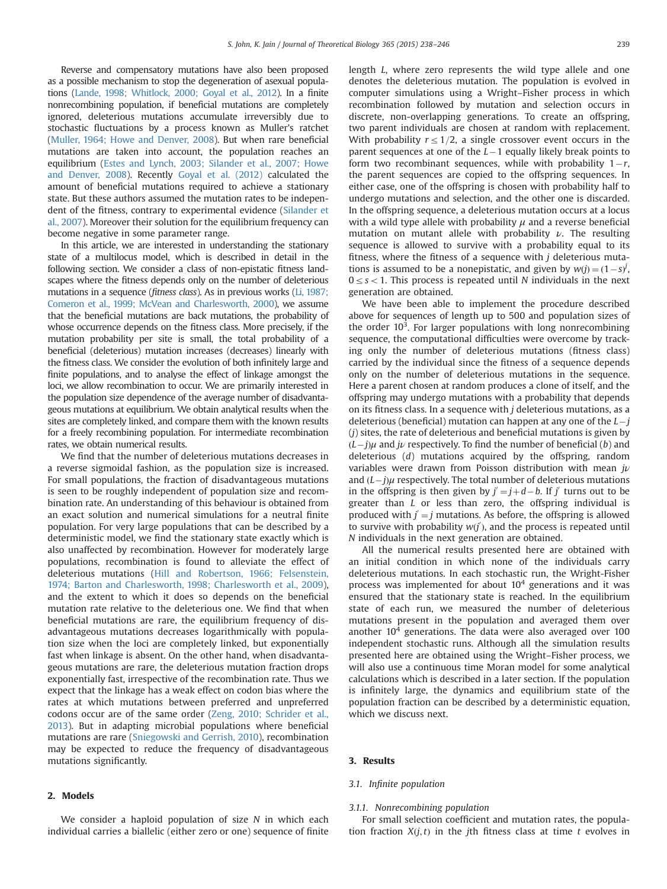Reverse and compensatory mutations have also been proposed as a possible mechanism to stop the degeneration of asexual populations (Lande, 1998; Whitlock, 2000; Goyal et al., 2012). In a finite nonrecombining population, if beneficial mutations are completely ignored, deleterious mutations accumulate irreversibly due to stochastic fluctuations by a process known as Muller's ratchet (Muller, 1964; Howe and Denver, 2008). But when rare beneficial mutations are taken into account, the population reaches an equilibrium (Estes and Lynch, 2003; Silander et al., 2007; Howe and Denver, 2008). Recently Goyal et al. (2012) calculated the amount of beneficial mutations required to achieve a stationary state. But these authors assumed the mutation rates to be independent of the fitness, contrary to experimental evidence (Silander et al., 2007). Moreover their solution for the equilibrium frequency can become negative in some parameter range.

In this article, we are interested in understanding the stationary state of a multilocus model, which is described in detail in the following section. We consider a class of non-epistatic fitness landscapes where the fitness depends only on the number of deleterious mutations in a sequence (*fitness class*). As in previous works (Li, 1987; Comeron et al., 1999; McVean and Charlesworth, 2000), we assume that the beneficial mutations are back mutations, the probability of whose occurrence depends on the fitness class. More precisely, if the mutation probability per site is small, the total probability of a beneficial (deleterious) mutation increases (decreases) linearly with the fitness class. We consider the evolution of both infinitely large and finite populations, and to analyse the effect of linkage amongst the loci, we allow recombination to occur. We are primarily interested in the population size dependence of the average number of disadvantageous mutations at equilibrium. We obtain analytical results when the sites are completely linked, and compare them with the known results for a freely recombining population. For intermediate recombination rates, we obtain numerical results.

We find that the number of deleterious mutations decreases in a reverse sigmoidal fashion, as the population size is increased. For small populations, the fraction of disadvantageous mutations is seen to be roughly independent of population size and recombination rate. An understanding of this behaviour is obtained from an exact solution and numerical simulations for a neutral finite population. For very large populations that can be described by a deterministic model, we find the stationary state exactly which is also unaffected by recombination. However for moderately large populations, recombination is found to alleviate the effect of deleterious mutations (Hill and Robertson, 1966; Felsenstein, 1974; Barton and Charlesworth, 1998; Charlesworth et al., 2009), and the extent to which it does so depends on the beneficial mutation rate relative to the deleterious one. We find that when beneficial mutations are rare, the equilibrium frequency of disadvantageous mutations decreases logarithmically with population size when the loci are completely linked, but exponentially fast when linkage is absent. On the other hand, when disadvantageous mutations are rare, the deleterious mutation fraction drops exponentially fast, irrespective of the recombination rate. Thus we expect that the linkage has a weak effect on codon bias where the rates at which mutations between preferred and unpreferred codons occur are of the same order (Zeng, 2010; Schrider et al., 2013). But in adapting microbial populations where beneficial mutations are rare (Sniegowski and Gerrish, 2010), recombination may be expected to reduce the frequency of disadvantageous mutations significantly.

## 2. Models

We consider a haploid population of size $N$ in which each individual carries a biallelic (either zero or one) sequence of finite length $L$, where zero represents the wild type allele and one denotes the deleterious mutation. The population is evolved in computer simulations using a Wright–Fisher process in which recombination followed by mutation and selection occurs in discrete, non-overlapping generations. To create an offspring, two parent individuals are chosen at random with replacement. With probability $r \le 1/2$, a single crossover event occurs in the parent sequences at one of the $L-1$ equally likely break points to form two recombinant sequences, while with probability $1-r$, the parent sequences are copied to the offspring sequences. In either case, one of the offspring is chosen with probability half to undergo mutations and selection, and the other one is discarded. In the offspring sequence, a deleterious mutation occurs at a locus with a wild type allele with probability $\mu$ and a reverse beneficial mutation on mutant allele with probability $\nu$. The resulting sequence is allowed to survive with a probability equal to its fitness, where the fitness of a sequence with $j$ deleterious mutations is assumed to be a nonepistatic, and given by $w(j) = (1-s)^j$, $0 \le s < 1$. This process is repeated until $N$ individuals in the next generation are obtained.

We have been able to implement the procedure described above for sequences of length up to 500 and population sizes of the order $10^3$. For larger populations with long nonrecombining sequence, the computational difficulties were overcome by tracking only the number of deleterious mutations (fitness class) carried by the individual since the fitness of a sequence depends only on the number of deleterious mutations in the sequence. Here a parent chosen at random produces a clone of itself, and the offspring may undergo mutations with a probability that depends on its fitness class. In a sequence with $j$ deleterious mutations, as a deleterious (beneficial) mutation can happen at any one of the $L-j$ ($j$) sites, the rate of deleterious and beneficial mutations is given by $(L-j)\mu$ and $j\nu$ respectively. To find the number of beneficial ($b$) and deleterious ($d$) mutations acquired by the offspring, random variables were drawn from Poisson distribution with mean $j\nu$ and $(L-j)\mu$ respectively. The total number of deleterious mutations in the offspring is then given by $j' = j + d - b$. If $j'$ turns out to be greater than $L$ or less than zero, the offspring individual is produced with $j' = j$ mutations. As before, the offspring is allowed to survive with probability $w(j')$, and the process is repeated until $N$ individuals in the next generation are obtained.

All the numerical results presented here are obtained with an initial condition in which none of the individuals carry deleterious mutations. In each stochastic run, the Wright-Fisher process was implemented for about $10^4$ generations and it was ensured that the stationary state is reached. In the equilibrium state of each run, we measured the number of deleterious mutations present in the population and averaged them over another $10^4$ generations. The data were also averaged over 100 independent stochastic runs. Although all the simulation results presented here are obtained using the Wright–Fisher process, we will also use a continuous time Moran model for some analytical calculations which is described in a later section. If the population is infinitely large, the dynamics and equilibrium state of the population fraction can be described by a deterministic equation, which we discuss next.

## 3. Results

### 3.1. Infinite population

#### 3.1.1. Nonrecombining population

For small selection coefficient and mutation rates, the population fraction $X(j,t)$ in the $j$th fitness class at time $t$ evolves in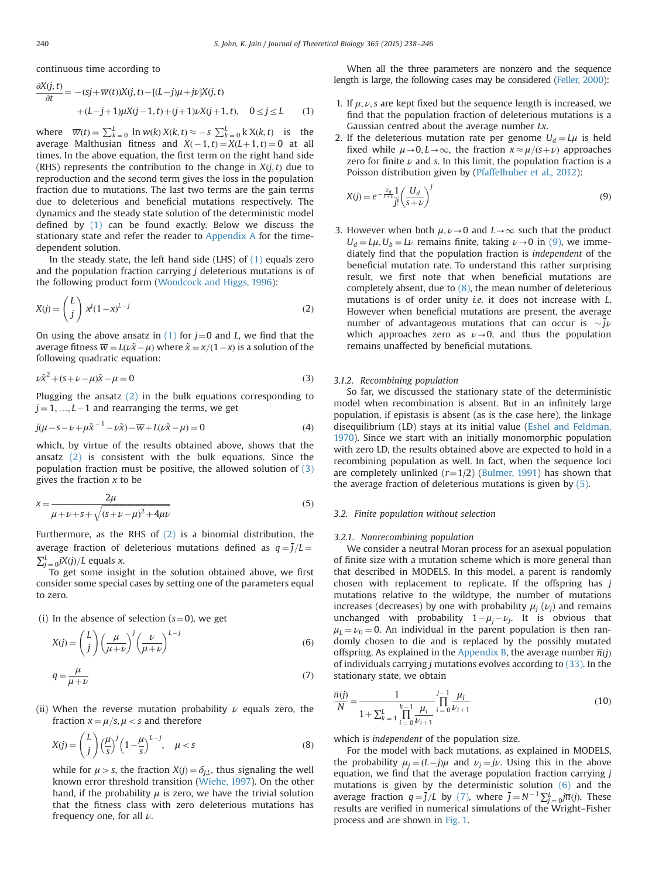continuous time according to

$$\frac{\partial X(j,t)}{\partial t} = -(sj+\overline{w}(t))X(j,t) - [(L-j)\mu + j\nu]X(j,t) + (L-j+1)\mu X(j-1,t) + (j+1)\nu X(j+1,t), \quad 0 \le j \le L \tag{1}$$

where $\overline{w}(t) = \sum_{k=0}^{L} \ln w(k)\, X(k,t) \approx -s \sum_{k=0}^{L} k\, X(k,t)$ is the average Malthusian fitness and $X(-1,t) = X(L+1,t) = 0$ at all times. In the above equation, the first term on the right hand side (RHS) represents the contribution to the change in $X(j,t)$ due to reproduction and the second term gives the loss in the population fraction due to mutations. The last two terms are the gain terms due to deleterious and beneficial mutations respectively. The dynamics and the steady state solution of the deterministic model defined by (1) can be found exactly. Below we discuss the stationary state and refer the reader to Appendix A for the time-dependent solution.

In the steady state, the left hand side (LHS) of (1) equals zero and the population fraction carrying $j$ deleterious mutations is of the following product form (Woodcock and Higgs, 1996):

$$X(j) = \binom{L}{j} x^j (1-x)^{L-j} \tag{2}$$

On using the above ansatz in (1) for $j=0$ and $L$, we find that the average fitness $\overline{w} = L(\nu\tilde{x} - \mu)$ where $\tilde{x} = x/(1-x)$ is a solution of the following quadratic equation:

$$\nu\tilde{x}^2 + (s+\nu-\mu)\tilde{x} - \mu = 0 \tag{3}$$

Plugging the ansatz (2) in the bulk equations corresponding to $j = 1, \ldots, L-1$ and rearranging the terms, we get

$$j(\mu - s - \nu + \mu\tilde{x}^{-1} - \nu\tilde{x}) - \overline{w} + L(\nu\tilde{x} - \mu) = 0 \tag{4}$$

which, by virtue of the results obtained above, shows that the ansatz (2) is consistent with the bulk equations. Since the population fraction must be positive, the allowed solution of (3) gives the fraction $x$ to be

$$x = \frac{2\mu}{\mu + \nu + s + \sqrt{(s+\nu-\mu)^2 + 4\mu\nu}} \tag{5}$$

Furthermore, as the RHS of (2) is a binomial distribution, the average fraction of deleterious mutations defined as $q = \overline{j}/L = \sum_{j=0}^{L} jX(j)/L$ equals $x$.

To get some insight in the solution obtained above, we first consider some special cases by setting one of the parameters equal to zero.

(i) In the absence of selection ($s=0$), we get

$$X(j) = \binom{L}{j} \left(\frac{\mu}{\mu+\nu}\right)^j \left(\frac{\nu}{\mu+\nu}\right)^{L-j} \tag{6}$$

$$q = \frac{\mu}{\mu+\nu} \tag{7}$$

(ii) When the reverse mutation probability $\nu$ equals zero, the fraction $x = \mu/s, \mu < s$ and therefore

$$X(j) = \binom{L}{j} \left(\frac{\mu}{s}\right)^j \left(1 - \frac{\mu}{s}\right)^{L-j}, \quad \mu < s \tag{8}$$

while for $\mu > s$, the fraction $X(j) = \delta_{j,L}$, thus signaling the well known error threshold transition (Wiehe, 1997). On the other hand, if the probability $\mu$ is zero, we have the trivial solution that the fitness class with zero deleterious mutations has frequency one, for all $\nu$.

When all the three parameters are nonzero and the sequence length is large, the following cases may be considered (Feller, 2000):

1. If $\mu, \nu, s$ are kept fixed but the sequence length is increased, we find that the population fraction of deleterious mutations is a Gaussian centred about the average number $Lx$.
2. If the deleterious mutation rate per genome $U_d = L\mu$ is held fixed while $\mu \to 0, L \to \infty$, the fraction $x \approx \mu/(s+\nu)$ approaches zero for finite $\nu$ and $s$. In this limit, the population fraction is a Poisson distribution given by (Pfaffelhuber et al., 2012):

$$X(j) = e^{-\frac{U_d}{s+\nu}} \frac{1}{j!} \left(\frac{U_d}{s+\nu}\right)^j \tag{9}$$

3. However when both $\mu, \nu \to 0$ and $L \to \infty$ such that the product $U_d = L\mu, U_b = L\nu$ remains finite, taking $\nu \to 0$ in (9), we immediately find that the population fraction is *independent* of the beneficial mutation rate. To understand this rather surprising result, we first note that when beneficial mutations are completely absent, due to (8), the mean number of deleterious mutations is of order unity *i.e.* it does not increase with $L$. However when beneficial mutations are present, the average number of advantageous mutations that can occur is $\sim \overline{j}\nu$ which approaches zero as $\nu \to 0$, and thus the population remains unaffected by beneficial mutations.

#### 3.1.2. Recombining population

So far, we discussed the stationary state of the deterministic model when recombination is absent. But in an infinitely large population, if epistasis is absent (as is the case here), the linkage disequilibrium (LD) stays at its initial value (Eshel and Feldman, 1970). Since we start with an initially monomorphic population with zero LD, the results obtained above are expected to hold in a recombining population as well. In fact, when the sequence loci are completely unlinked ($r=1/2$) (Bulmer, 1991) has shown that the average fraction of deleterious mutations is given by (5).

### 3.2. Finite population without selection

#### 3.2.1. Nonrecombining population

We consider a neutral Moran process for an asexual population of finite size with a mutation scheme which is more general than that described in MODELS. In this model, a parent is randomly chosen with replacement to replicate. If the offspring has $j$ mutations relative to the wildtype, the number of mutations increases (decreases) by one with probability $\mu_j$ ($\nu_j$) and remains unchanged with probability $1-\mu_j-\nu_j$. It is obvious that $\mu_L = \nu_0 = 0$. An individual in the parent population is then randomly chosen to die and is replaced by the possibly mutated offspring. As explained in the Appendix B, the average number $\overline{n}(j)$ of individuals carrying $j$ mutations evolves according to (33). In the stationary state, we obtain

$$\frac{\overline{n}(j)}{N} = \frac{1}{1 + \sum_{k=1}^{L} \prod_{i=0}^{k-1} \frac{\mu_i}{\nu_{i+1}}} \prod_{i=0}^{j-1} \frac{\mu_i}{\nu_{i+1}} \tag{10}$$

which is *independent* of the population size.

For the model with back mutations, as explained in MODELS, the probability $\mu_j = (L-j)\mu$ and $\nu_j = j\nu$. Using this in the above equation, we find that the average population fraction carrying $j$ mutations is given by the deterministic solution (6) and the average fraction $q = \overline{j}/L$ by (7), where $\overline{j} = N^{-1}\sum_{j=0}^{L} j\overline{n}(j)$. These results are verified in numerical simulations of the Wright–Fisher process and are shown in Fig. 1.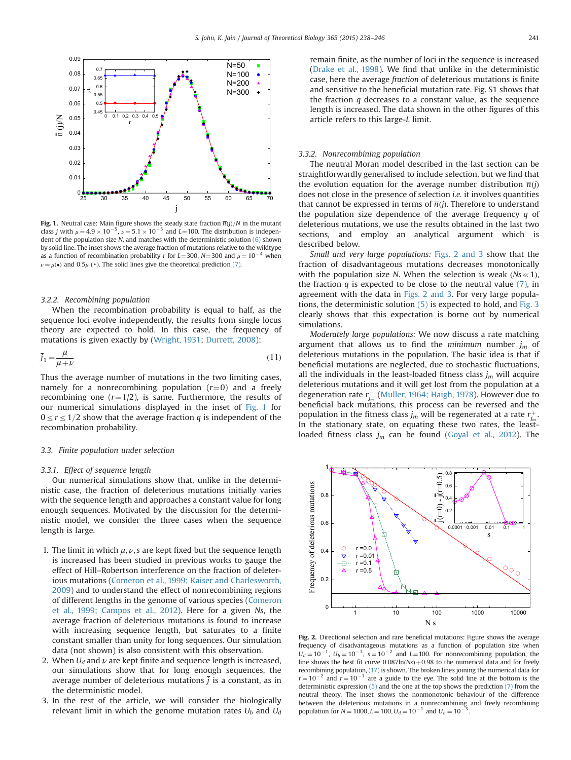**Fig. 1.** Neutral case: Main figure shows the steady state fraction $\bar{n}(j)/N$ in the mutant class $j$ with $\mu = 4.9 \times 10^{-5}$, $\nu = 5.1 \times 10^{-5}$ and $L = 100$. The distribution is independent of the population size $N$, and matches with the deterministic solution (6) shown by solid line. The inset shows the average fraction of mutations relative to the wildtype as a function of recombination probability $r$ for $L = 300$, $N = 300$ and $\mu = 10^{-4}$ when $\nu = \mu(\bullet)$ and $0.5\mu$ ($\blacktriangle$). The solid lines give the theoretical prediction (7).

#### 3.2.2. Recombining population

When the recombination probability is equal to half, as the sequence loci evolve independently, the results from single locus theory are expected to hold. In this case, the frequency of mutations is given exactly by (Wright, 1931; Durrett, 2008):

$$\bar{j}_1 = \frac{\mu}{\mu + \nu} \tag{11}$$

Thus the average number of mutations in the two limiting cases, namely for a nonrecombining population ($r = 0$) and a freely recombining one ($r = 1/2$), is same. Furthermore, the results of our numerical simulations displayed in the inset of Fig. 1 for $0 \le r \le 1/2$ show that the average fraction $q$ is independent of the recombination probability.

### 3.3. Finite population under selection

#### 3.3.1. Effect of sequence length

Our numerical simulations show that, unlike in the deterministic case, the fraction of deleterious mutations initially varies with the sequence length and approaches a constant value for long enough sequences. Motivated by the discussion for the deterministic model, we consider the three cases when the sequence length is large.

1. The limit in which $\mu, \nu, s$ are kept fixed but the sequence length is increased has been studied in previous works to gauge the effect of Hill–Robertson interference on the fraction of deleterious mutations (Comeron et al., 1999; Kaiser and Charlesworth, 2009) and to understand the effect of nonrecombining regions of different lengths in the genome of various species (Comeron et al., 1999; Campos et al., 2012). Here for a given $Ns$, the average fraction of deleterious mutations is found to increase with increasing sequence length, but saturates to a finite constant smaller than unity for long sequences. Our simulation data (not shown) is also consistent with this observation.
2. When $U_d$ and $\nu$ are kept finite and sequence length is increased, our simulations show that for long enough sequences, the average number of deleterious mutations $\bar{j}$ is a constant, as in the deterministic model.
3. In the rest of the article, we will consider the biologically relevant limit in which the genome mutation rates $U_b$ and $U_d$ remain finite, as the number of loci in the sequence is increased (Drake et al., 1998). We find that unlike in the deterministic case, here the average *fraction* of deleterious mutations is finite and sensitive to the beneficial mutation rate. Fig. S1 shows that the fraction $q$ decreases to a constant value, as the sequence length is increased. The data shown in the other figures of this article refers to this large-$L$ limit.

#### 3.3.2. Nonrecombining population

The neutral Moran model described in the last section can be straightforwardly generalised to include selection, but we find that the evolution equation for the average number distribution $\bar{n}(j)$ does not close in the presence of selection *i.e.* it involves quantities that cannot be expressed in terms of $\bar{n}(j)$. Therefore to understand the population size dependence of the average frequency $q$ of deleterious mutations, we use the results obtained in the last two sections, and employ an analytical argument which is described below.

*Small and very large populations:* Figs. 2 and 3 show that the fraction of disadvantageous mutations decreases monotonically with the population size $N$. When the selection is weak ($Ns \ll 1$), the fraction $q$ is expected to be close to the neutral value (7), in agreement with the data in Figs. 2 and 3. For very large populations, the deterministic solution (5) is expected to hold, and Fig. 3 clearly shows that this expectation is borne out by numerical simulations.

*Moderately large populations:* We now discuss a rate matching argument that allows us to find the *minimum* number $j_m$ of deleterious mutations in the population. The basic idea is that if beneficial mutations are neglected, due to stochastic fluctuations, all the individuals in the least-loaded fitness class $j_m$ will acquire deleterious mutations and it will get lost from the population at a degeneration rate $r^-_{j_m}$ (Muller, 1964; Haigh, 1978). However due to beneficial back mutations, this process can be reversed and the population in the fitness class $j_m$ will be regenerated at a rate $r^+_{j_m}$. In the stationary state, on equating these two rates, the least-loaded fitness class $j_m$ can be found (Goyal et al., 2012). The

**Fig. 2.** Directional selection and rare beneficial mutations: Figure shows the average frequency of disadvantageous mutations as a function of population size when $U_d = 10^{-1}$, $U_b = 10^{-3}$, $s = 10^{-2}$ and $L = 100$. For nonrecombining population, the line shows the best fit curve $0.087 \ln(Ns) + 0.98$ to the numerical data and for freely recombining population, (17) is shown. The broken lines joining the numerical data for $r = 10^{-2}$ and $r = 10^{-1}$ are a guide to the eye. The solid line at the bottom is the deterministic expression (5) and the one at the top shows the prediction (7) from the neutral theory. The inset shows the nonmonotonic behaviour of the difference between the deleterious mutations in a nonrecombining and freely recombining population for $N = 1000$, $L = 100$, $U_d = 10^{-1}$ and $U_b = 10^{-3}$.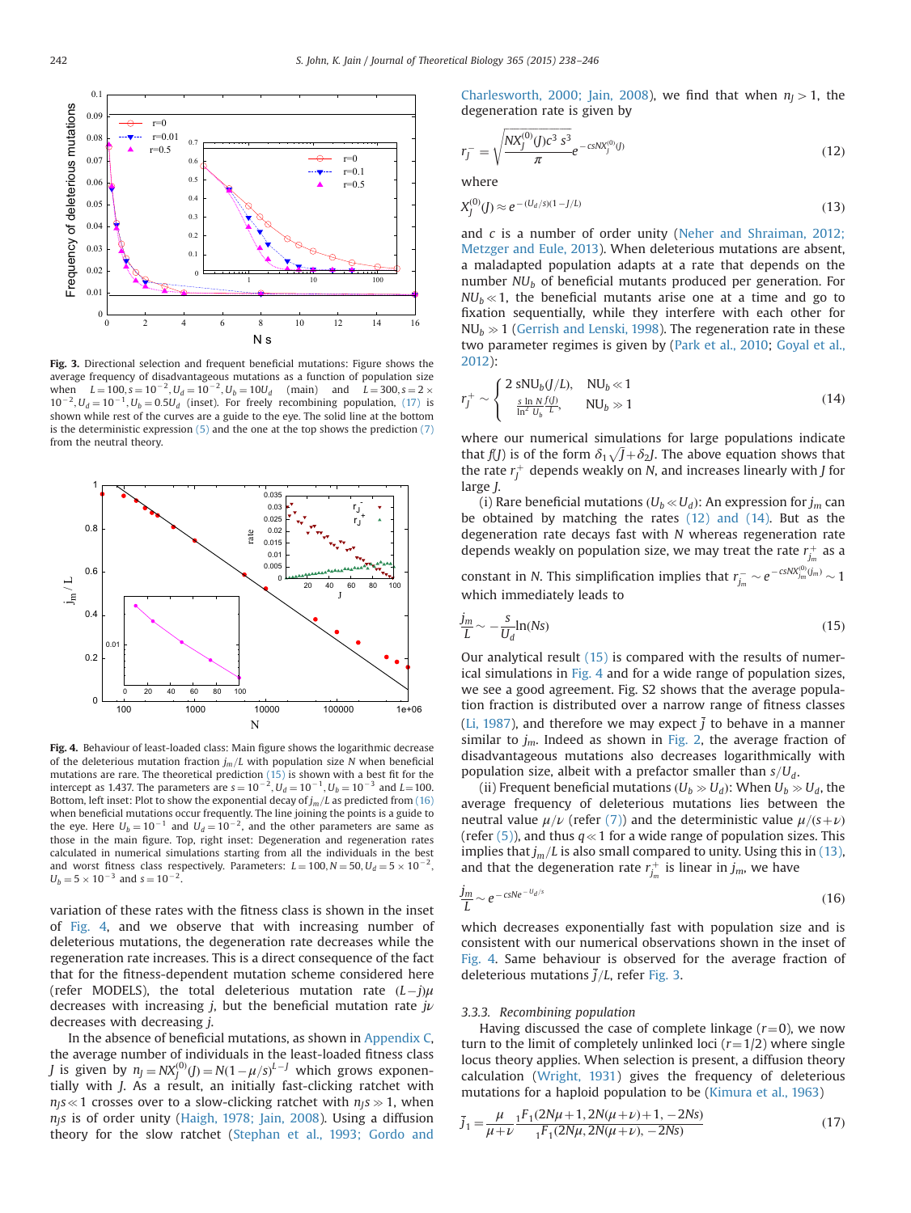**Fig. 3.** Directional selection and frequent beneficial mutations: Figure shows the average frequency of disadvantageous mutations as a function of population size when $L=100, s=10^{-2}, U_d=10^{-2}, U_b=10U_d$ (main) and $L=300, s=2\times10^{-2}, U_d=10^{-1}, U_b=0.5U_d$ (inset). For freely recombining population, (17) is shown while rest of the curves are a guide to the eye. The solid line at the bottom is the deterministic expression (5) and the one at the top shows the prediction (7) from the neutral theory.

**Fig. 4.** Behaviour of least-loaded class: Main figure shows the logarithmic decrease of the deleterious mutation fraction $j_m/L$ with population size $N$ when beneficial mutations are rare. The theoretical prediction (15) is shown with a best fit for the intercept as 1.437. The parameters are $s=10^{-2}, U_d=10^{-1}, U_b=10^{-3}$ and $L=100$. Bottom, left inset: Plot to show the exponential decay of $j_m/L$ as predicted from (16) when beneficial mutations occur frequently. The line joining the points is a guide to the eye. Here $U_b=10^{-1}$ and $U_d=10^{-2}$, and the other parameters are same as those in the main figure. Top, right inset: Degeneration and regeneration rates calculated in numerical simulations starting from all the individuals in the best and worst fitness class respectively. Parameters: $L=100, N=50, U_d=5\times10^{-2}$, $U_b=5\times10^{-3}$ and $s=10^{-2}$.

variation of these rates with the fitness class is shown in the inset of Fig. 4, and we observe that with increasing number of deleterious mutations, the degeneration rate decreases while the regeneration rate increases. This is a direct consequence of the fact that for the fitness-dependent mutation scheme considered here (refer MODELS), the total deleterious mutation rate $(L-j)\mu$ decreases with increasing $j$, but the beneficial mutation rate $j\nu$ decreases with decreasing $j$.

In the absence of beneficial mutations, as shown in Appendix C, the average number of individuals in the least-loaded fitness class $J$ is given by $n_J = NX_J^{(0)}(J) = N(1-\mu/s)^{L-J}$ which grows exponentially with $J$. As a result, an initially fast-clicking ratchet with $n_J s \ll 1$ crosses over to a slow-clicking ratchet with $n_J s \gg 1$, when $n_J s$ is of order unity (Haigh, 1978; Jain, 2008). Using a diffusion theory for the slow ratchet (Stephan et al., 1993; Gordo and Charlesworth, 2000; Jain, 2008), we find that when $n_J > 1$, the degeneration rate is given by

$$r_J^- = \sqrt{\frac{NX_J^{(0)}(J)c^3\, s^3}{\pi}}\, e^{-csNX_J^{(0)}(J)} \tag{12}$$

where

$$X_J^{(0)}(J) \approx e^{-(U_d/s)(1-J/L)} \tag{13}$$

and $c$ is a number of order unity (Neher and Shraiman, 2012; Metzger and Eule, 2013). When deleterious mutations are absent, a maladapted population adapts at a rate that depends on the number $NU_b$ of beneficial mutants produced per generation. For $NU_b \ll 1$, the beneficial mutants arise one at a time and go to fixation sequentially, while they interfere with each other for $NU_b \gg 1$ (Gerrish and Lenski, 1998). The regeneration rate in these two parameter regimes is given by (Park et al., 2010; Goyal et al., 2012):

$$r_J^+ \sim \begin{cases} 2\, sNU_b(J/L), & NU_b \ll 1 \\ \frac{s \ln N}{\ln^2 U_b} \frac{f(J)}{L}, & NU_b \gg 1 \end{cases} \tag{14}$$

where our numerical simulations for large populations indicate that $f(J)$ is of the form $\delta_1\sqrt{J}+\delta_2 J$. The above equation shows that the rate $r_J^+$ depends weakly on $N$, and increases linearly with $J$ for large $J$.

(i) Rare beneficial mutations ($U_b \ll U_d$): An expression for $j_m$ can be obtained by matching the rates (12) and (14). But as the degeneration rate decays fast with $N$ whereas regeneration rate depends weakly on population size, we may treat the rate $r_{j_m}^+$ as a constant in $N$. This simplification implies that $r_{j_m}^- \sim e^{-csNX_{j_m}^{(0)}(j_m)} \sim 1$ which immediately leads to

$$\frac{j_m}{L} \sim -\frac{s}{U_d}\ln(Ns) \tag{15}$$

Our analytical result (15) is compared with the results of numerical simulations in Fig. 4 and for a wide range of population sizes, we see a good agreement. Fig. S2 shows that the average population fraction is distributed over a narrow range of fitness classes (Li, 1987), and therefore we may expect $\bar{j}$ to behave in a manner similar to $j_m$. Indeed as shown in Fig. 2, the average fraction of disadvantageous mutations also decreases logarithmically with population size, albeit with a prefactor smaller than $s/U_d$.

(ii) Frequent beneficial mutations ($U_b \gg U_d$): When $U_b \gg U_d$, the average frequency of deleterious mutations lies between the neutral value $\mu/\nu$ (refer (7)) and the deterministic value $\mu/(s+\nu)$ (refer (5)), and thus $q \ll 1$ for a wide range of population sizes. This implies that $j_m/L$ is also small compared to unity. Using this in (13), and that the degeneration rate $r_{j_m}^+$ is linear in $j_m$, we have

$$\frac{j_m}{L} \sim e^{-csNe^{-U_d/s}} \tag{16}$$

which decreases exponentially fast with population size and is consistent with our numerical observations shown in the inset of Fig. 4. Same behaviour is observed for the average fraction of deleterious mutations $\bar{J}/L$, refer Fig. 3.

### 3.3.3. Recombining population

Having discussed the case of complete linkage ($r=0$), we now turn to the limit of completely unlinked loci ($r=1/2$) where single locus theory applies. When selection is present, a diffusion theory calculation (Wright, 1931) gives the frequency of deleterious mutations for a haploid population to be (Kimura et al., 1963)

$$\bar{j}_1 = \frac{\mu}{\mu+\nu}\frac{{}_1F_1(2N\mu+1, 2N(\mu+\nu)+1, -2Ns)}{{}_1F_1(2N\mu, 2N(\mu+\nu), -2Ns)} \tag{17}$$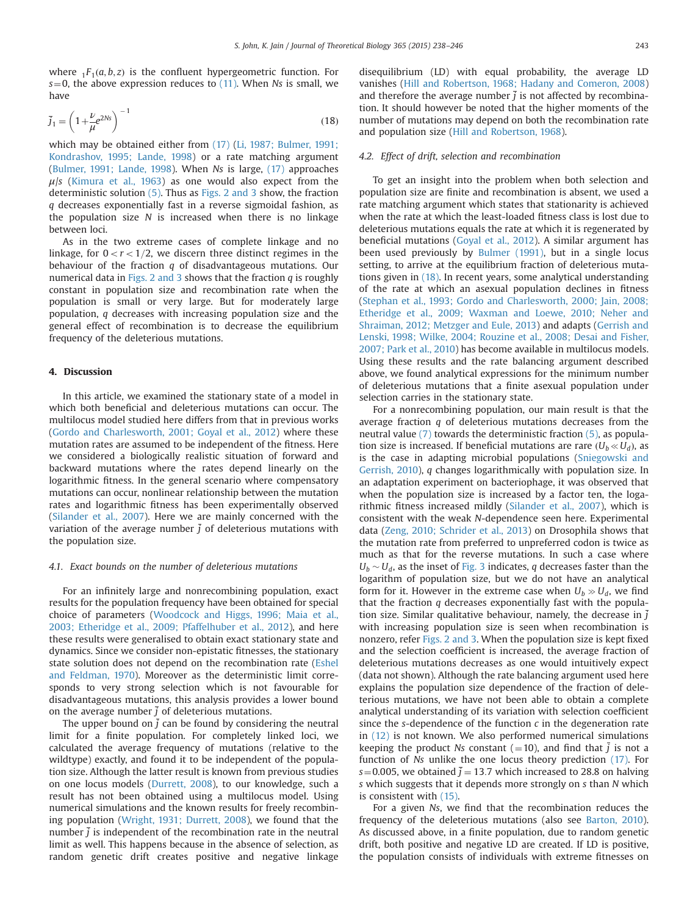where ${}_1F_1(a,b,z)$ is the confluent hypergeometric function. For $s=0$, the above expression reduces to (11). When $Ns$ is small, we have

$$\bar{j}_1 = \left(1 + \frac{\nu}{\mu} e^{2Ns}\right)^{-1} \tag{18}$$

which may be obtained either from (17) (Li, 1987; Bulmer, 1991; Kondrashov, 1995; Lande, 1998) or a rate matching argument (Bulmer, 1991; Lande, 1998). When $Ns$ is large, (17) approaches $\mu/s$ (Kimura et al., 1963) as one would also expect from the deterministic solution (5). Thus as Figs. 2 and 3 show, the fraction $q$ decreases exponentially fast in a reverse sigmoidal fashion, as the population size $N$ is increased when there is no linkage between loci.

As in the two extreme cases of complete linkage and no linkage, for $0 < r < 1/2$, we discern three distinct regimes in the behaviour of the fraction $q$ of disadvantageous mutations. Our numerical data in Figs. 2 and 3 shows that the fraction $q$ is roughly constant in population size and recombination rate when the population is small or very large. But for moderately large population, $q$ decreases with increasing population size and the general effect of recombination is to decrease the equilibrium frequency of the deleterious mutations.

## 4. Discussion

In this article, we examined the stationary state of a model in which both beneficial and deleterious mutations can occur. The multilocus model studied here differs from that in previous works (Gordo and Charlesworth, 2001; Goyal et al., 2012) where these mutation rates are assumed to be independent of the fitness. Here we considered a biologically realistic situation of forward and backward mutations where the rates depend linearly on the logarithmic fitness. In the general scenario where compensatory mutations can occur, nonlinear relationship between the mutation rates and logarithmic fitness has been experimentally observed (Silander et al., 2007). Here we are mainly concerned with the variation of the average number $\bar{j}$ of deleterious mutations with the population size.

### 4.1. Exact bounds on the number of deleterious mutations

For an infinitely large and nonrecombining population, exact results for the population frequency have been obtained for special choice of parameters (Woodcock and Higgs, 1996; Maia et al., 2003; Etheridge et al., 2009; Pfaffelhuber et al., 2012), and here these results were generalised to obtain exact stationary state and dynamics. Since we consider non-epistatic fitnesses, the stationary state solution does not depend on the recombination rate (Eshel and Feldman, 1970). Moreover as the deterministic limit corresponds to very strong selection which is not favourable for disadvantageous mutations, this analysis provides a lower bound on the average number $\bar{j}$ of deleterious mutations.

The upper bound on $\bar{j}$ can be found by considering the neutral limit for a finite population. For completely linked loci, we calculated the average frequency of mutations (relative to the wildtype) exactly, and found it to be independent of the population size. Although the latter result is known from previous studies on one locus models (Durrett, 2008), to our knowledge, such a result has not been obtained using a multilocus model. Using numerical simulations and the known results for freely recombining population (Wright, 1931; Durrett, 2008), we found that the number $\bar{j}$ is independent of the recombination rate in the neutral limit as well. This happens because in the absence of selection, as random genetic drift creates positive and negative linkage disequilibrium (LD) with equal probability, the average LD vanishes (Hill and Robertson, 1968; Hadany and Comeron, 2008) and therefore the average number $\bar{j}$ is not affected by recombination. It should however be noted that the higher moments of the number of mutations may depend on both the recombination rate and population size (Hill and Robertson, 1968).

### 4.2. Effect of drift, selection and recombination

To get an insight into the problem when both selection and population size are finite and recombination is absent, we used a rate matching argument which states that stationarity is achieved when the rate at which the least-loaded fitness class is lost due to deleterious mutations equals the rate at which it is regenerated by beneficial mutations (Goyal et al., 2012). A similar argument has been used previously by Bulmer (1991), but in a single locus setting, to arrive at the equilibrium fraction of deleterious mutations given in (18). In recent years, some analytical understanding of the rate at which an asexual population declines in fitness (Stephan et al., 1993; Gordo and Charlesworth, 2000; Jain, 2008; Etheridge et al., 2009; Waxman and Loewe, 2010; Neher and Shraiman, 2012; Metzger and Eule, 2013) and adapts (Gerrish and Lenski, 1998; Wilke, 2004; Rouzine et al., 2008; Desai and Fisher, 2007; Park et al., 2010) has become available in multilocus models. Using these results and the rate balancing argument described above, we found analytical expressions for the minimum number of deleterious mutations that a finite asexual population under selection carries in the stationary state.

For a nonrecombining population, our main result is that the average fraction $q$ of deleterious mutations decreases from the neutral value (7) towards the deterministic fraction (5), as population size is increased. If beneficial mutations are rare ($U_b \ll U_d$), as is the case in adapting microbial populations (Sniegowski and Gerrish, 2010), $q$ changes logarithmically with population size. In an adaptation experiment on bacteriophage, it was observed that when the population size is increased by a factor ten, the logarithmic fitness increased mildly (Silander et al., 2007), which is consistent with the weak $N$-dependence seen here. Experimental data (Zeng, 2010; Schrider et al., 2013) on Drosophila shows that the mutation rate from preferred to unpreferred codon is twice as much as that for the reverse mutations. In such a case where $U_b \sim U_d$, as the inset of Fig. 3 indicates, $q$ decreases faster than the logarithm of population size, but we do not have an analytical form for it. However in the extreme case when $U_b \gg U_d$, we find that the fraction $q$ decreases exponentially fast with the population size. Similar qualitative behaviour, namely, the decrease in $\bar{j}$ with increasing population size is seen when recombination is nonzero, refer Figs. 2 and 3. When the population size is kept fixed and the selection coefficient is increased, the average fraction of deleterious mutations decreases as one would intuitively expect (data not shown). Although the rate balancing argument used here explains the population size dependence of the fraction of deleterious mutations, we have not been able to obtain a complete analytical understanding of its variation with selection coefficient since the $s$-dependence of the function $c$ in the degeneration rate in (12) is not known. We also performed numerical simulations keeping the product $Ns$ constant ($=10$), and find that $\bar{j}$ is not a function of $Ns$ unlike the one locus theory prediction (17). For $s=0.005$, we obtained $\bar{j}=13.7$ which increased to 28.8 on halving $s$ which suggests that it depends more strongly on $s$ than $N$ which is consistent with (15).

For a given $Ns$, we find that the recombination reduces the frequency of the deleterious mutations (also see Barton, 2010). As discussed above, in a finite population, due to random genetic drift, both positive and negative LD are created. If LD is positive, the population consists of individuals with extreme fitnesses on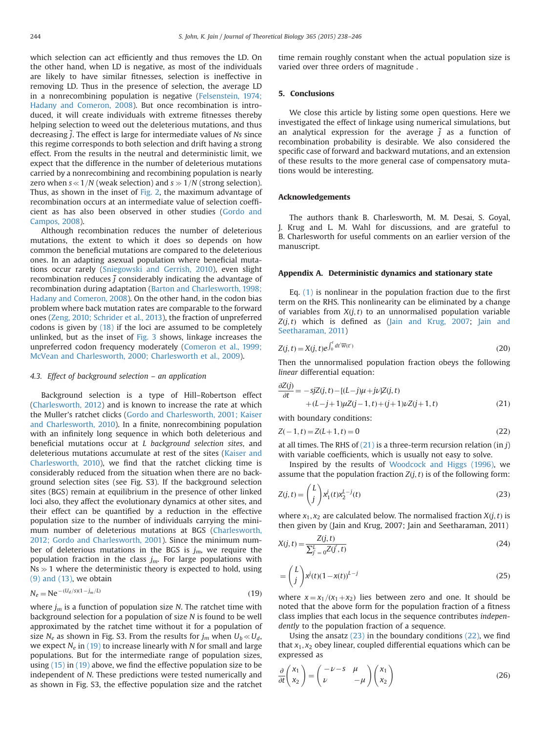which selection can act efficiently and thus removes the LD. On the other hand, when LD is negative, as most of the individuals are likely to have similar fitnesses, selection is ineffective in removing LD. Thus in the presence of selection, the average LD in a nonrecombining population is negative (Felsenstein, 1974; Hadany and Comeron, 2008). But once recombination is introduced, it will create individuals with extreme fitnesses thereby helping selection to weed out the deleterious mutations, and thus decreasing $\bar{j}$. The effect is large for intermediate values of $Ns$ since this regime corresponds to both selection and drift having a strong effect. From the results in the neutral and deterministic limit, we expect that the difference in the number of deleterious mutations carried by a nonrecombining and recombining population is nearly zero when $s \ll 1/N$ (weak selection) and $s \gg 1/N$ (strong selection). Thus, as shown in the inset of Fig. 2, the maximum advantage of recombination occurs at an intermediate value of selection coefficient as has also been observed in other studies (Gordo and Campos, 2008).

Although recombination reduces the number of deleterious mutations, the extent to which it does so depends on how common the beneficial mutations are compared to the deleterious ones. In an adapting asexual population where beneficial mutations occur rarely (Sniegowski and Gerrish, 2010), even slight recombination reduces $\bar{j}$ considerably indicating the advantage of recombination during adaptation (Barton and Charlesworth, 1998; Hadany and Comeron, 2008). On the other hand, in the codon bias problem where back mutation rates are comparable to the forward ones (Zeng, 2010; Schrider et al., 2013), the fraction of unpreferred codons is given by (18) if the loci are assumed to be completely unlinked, but as the inset of Fig. 3 shows, linkage increases the unpreferred codon frequency moderately (Comeron et al., 1999; McVean and Charlesworth, 2000; Charlesworth et al., 2009).

### 4.3. Effect of background selection – an application

Background selection is a type of Hill–Robertson effect (Charlesworth, 2012) and is known to increase the rate at which the Muller's ratchet clicks (Gordo and Charlesworth, 2001; Kaiser and Charlesworth, 2010). In a finite, nonrecombining population with an infinitely long sequence in which both deleterious and beneficial mutations occur at $L$ *background selection sites*, and deleterious mutations accumulate at rest of the sites (Kaiser and Charlesworth, 2010), we find that the ratchet clicking time is considerably reduced from the situation when there are no background selection sites (see Fig. S3). If the background selection sites (BGS) remain at equilibrium in the presence of other linked loci also, they affect the evolutionary dynamics at other sites, and their effect can be quantified by a reduction in the effective population size to the number of individuals carrying the minimum number of deleterious mutations at BGS (Charlesworth, 2012; Gordo and Charlesworth, 2001). Since the minimum number of deleterious mutations in the BGS is $j_m$, we require the population fraction in the class $j_m$. For large populations with $Ns \gg 1$ where the deterministic theory is expected to hold, using (9) and (13), we obtain

$$N_e = N e^{-(U_d/s)(1-j_m/L)} \tag{19}$$

where $j_m$ is a function of population size $N$. The ratchet time with background selection for a population of size $N$ is found to be well approximated by the ratchet time without it for a population of size $N_e$ as shown in Fig. S3. From the results for $j_m$ when $U_b \ll U_d$, we expect $N_e$ in (19) to increase linearly with $N$ for small and large populations. But for the intermediate range of population sizes, using (15) in (19) above, we find the effective population size to be independent of $N$. These predictions were tested numerically and as shown in Fig. S3, the effective population size and the ratchet time remain roughly constant when the actual population size is varied over three orders of magnitude .

## 5. Conclusions

We close this article by listing some open questions. Here we investigated the effect of linkage using numerical simulations, but an analytical expression for the average $\bar{j}$ as a function of recombination probability is desirable. We also considered the specific case of forward and backward mutations, and an extension of these results to the more general case of compensatory mutations would be interesting.

## Acknowledgements

The authors thank B. Charlesworth, M. M. Desai, S. Goyal, J. Krug and L. M. Wahl for discussions, and are grateful to B. Charlesworth for useful comments on an earlier version of the manuscript.

## Appendix A. Deterministic dynamics and stationary state

Eq. (1) is nonlinear in the population fraction due to the first term on the RHS. This nonlinearity can be eliminated by a change of variables from $X(j,t)$ to an unnormalised population variable $Z(j,t)$ which is defined as (Jain and Krug, 2007; Jain and Seetharaman, 2011)

$$Z(j,t) = X(j,t)e^{\int_0^t dt' \overline{w}(t')} \tag{20}$$

Then the unnormalised population fraction obeys the following *linear* differential equation:

$$\frac{\partial Z(j)}{\partial t} = -sjZ(j,t) - [(L-j)\mu + j\nu]Z(j,t) + (L-j+1)\mu Z(j-1,t) + (j+1)\nu Z(j+1,t) \tag{21}$$

with boundary conditions:

$$Z(-1,t) = Z(L+1,t) = 0 \tag{22}$$

at all times. The RHS of (21) is a three-term recursion relation (in $j$) with variable coefficients, which is usually not easy to solve.

Inspired by the results of Woodcock and Higgs (1996), we assume that the population fraction $Z(j,t)$ is of the following form:

$$Z(j,t) = \binom{L}{j} x_1^j(t) x_2^{L-j}(t) \tag{23}$$

where $x_1, x_2$ are calculated below. The normalised fraction $X(j,t)$ is then given by (Jain and Krug, 2007; Jain and Seetharaman, 2011)

$$X(j,t) = \frac{Z(j,t)}{\sum_{j'=0}^{L} Z(j',t)} \tag{24}$$

$$= \binom{L}{j} x^j(t)(1-x(t))^{L-j} \tag{25}$$

where $x = x_1/(x_1+x_2)$ lies between zero and one. It should be noted that the above form for the population fraction of a fitness class implies that each locus in the sequence contributes *independently* to the population fraction of a sequence.

Using the ansatz (23) in the boundary conditions (22), we find that $x_1, x_2$ obey linear, coupled differential equations which can be expressed as

$$\frac{\partial}{\partial t}\begin{pmatrix} x_1 \\ x_2 \end{pmatrix} = \begin{pmatrix} -\nu-s & \mu \\ \nu & -\mu \end{pmatrix}\begin{pmatrix} x_1 \\ x_2 \end{pmatrix} \tag{26}$$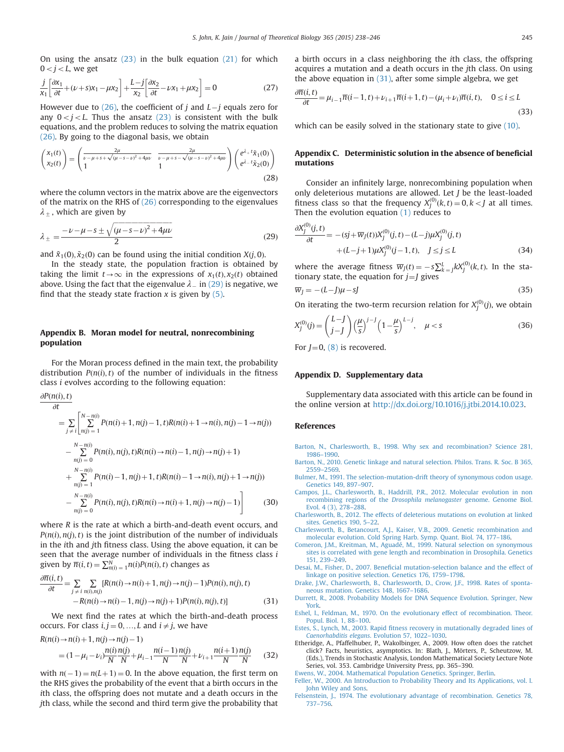On using the ansatz (23) in the bulk equation (21) for which $0<j<L$, we get

$$\frac{j}{x_1}\left[\frac{\partial x_1}{\partial t}+(\nu+s)x_1-\mu x_2\right]+\frac{L-j}{x_2}\left[\frac{\partial x_2}{\partial t}-\nu x_1+\mu x_2\right]=0 \tag{27}$$

However due to (26), the coefficient of $j$ and $L-j$ equals zero for any $0<j<L$. Thus the ansatz (23) is consistent with the bulk equations, and the problem reduces to solving the matrix equation (26). By going to the diagonal basis, we obtain

$$\begin{pmatrix} x_1(t) \\ x_2(t) \end{pmatrix} = \begin{pmatrix} \frac{2\mu}{\nu-\mu+s+\sqrt{(\mu-s-\nu)^2+4\mu\nu}} & \frac{2\mu}{\nu-\mu+s-\sqrt{(\mu-s-\nu)^2+4\mu\nu}} \\ 1 & 1 \end{pmatrix} \begin{pmatrix} e^{\lambda_+ t}\tilde{x}_1(0) \\ e^{\lambda_- t}\tilde{x}_2(0) \end{pmatrix} \tag{28}$$

where the column vectors in the matrix above are the eigenvectors of the matrix on the RHS of (26) corresponding to the eigenvalues $\lambda_{\pm}$, which are given by

$$\lambda_{\pm} = \frac{-\nu-\mu-s\pm\sqrt{(\mu-s-\nu)^2+4\mu\nu}}{2} \tag{29}$$

and $\tilde{x}_1(0), \tilde{x}_2(0)$ can be found using the initial condition $X(j,0)$.

In the steady state, the population fraction is obtained by taking the limit $t\to\infty$ in the expressions of $x_1(t), x_2(t)$ obtained above. Using the fact that the eigenvalue $\lambda_-$ in (29) is negative, we find that the steady state fraction $x$ is given by (5).

## Appendix B. Moran model for neutral, nonrecombining population

For the Moran process defined in the main text, the probability distribution $P(n(i),t)$ of the number of individuals in the fitness class $i$ evolves according to the following equation:

$$\begin{aligned}
\frac{\partial P(n(i),t)}{\partial t} = \sum_{j\neq i}\Bigg[&\sum_{n(j)=1}^{N-n(i)} P(n(i)+1,n(j)-1,t)R(n(i)+1\to n(i),n(j)-1\to n(j)) \\
&-\sum_{n(j)=0}^{N-n(i)} P(n(i),n(j),t)R(n(i)\to n(i)-1,n(j)\to n(j)+1) \\
&+\sum_{n(j)=1}^{N-n(i)} P(n(i)-1,n(j)+1,t)R(n(i)-1\to n(i),n(j)+1\to n(j)) \\
&-\sum_{n(j)=0}^{N-n(i)} P(n(i),n(j),t)R(n(i)\to n(i)+1,n(j)\to n(j)-1)\Bigg]
\end{aligned} \tag{30}$$

where $R$ is the rate at which a birth-and-death event occurs, and $P(n(i),n(j),t)$ is the joint distribution of the number of individuals in the $i$th and $j$th fitness class. Using the above equation, it can be seen that the average number of individuals in the fitness class $i$ given by $\overline{n}(i,t)=\sum_{n(i)=1}^{N} n(i)P(n(i),t)$ changes as

$$\begin{aligned}
\frac{\partial \overline{n}(i,t)}{\partial t} = \sum_{j\neq i}\sum_{n(i),n(j)} [&R(n(i)\to n(i)+1,n(j)\to n(j)-1)P(n(i),n(j),t) \\
&-R(n(i)\to n(i)-1,n(j)\to n(j)+1)P(n(i),n(j),t)]
\end{aligned} \tag{31}$$

We next find the rates at which the birth-and-death process occurs. For class $i,j=0,\ldots,L$ and $i\neq j$, we have

$$\begin{aligned}
&R(n(i)\to n(i)+1,n(j)\to n(j)-1) \\
&=(1-\mu_i-\nu_i)\frac{n(i)}{N}\frac{n(j)}{N}+\mu_{i-1}\frac{n(i-1)}{N}\frac{n(j)}{N}+\nu_{i+1}\frac{n(i+1)}{N}\frac{n(j)}{N}
\end{aligned} \tag{32}$$

with $n(-1)=n(L+1)=0$. In the above equation, the first term on the RHS gives the probability of the event that a birth occurs in the $i$th class, the offspring does not mutate and a death occurs in the $j$th class, while the second and third term give the probability that a birth occurs in a class neighboring the $i$th class, the offspring acquires a mutation and a death occurs in the $j$th class. On using the above equation in (31), after some simple algebra, we get

$$\frac{\partial \overline{n}(i,t)}{\partial t}=\mu_{i-1}\overline{n}(i-1,t)+\nu_{i+1}\overline{n}(i+1,t)-(\mu_i+\nu_i)\overline{n}(i,t), \quad 0\le i\le L \tag{33}$$

which can be easily solved in the stationary state to give (10).

## Appendix C. Deterministic solution in the absence of beneficial mutations

Consider an infinitely large, nonrecombining population when only deleterious mutations are allowed. Let $J$ be the least-loaded fitness class so that the frequency $X_J^{(0)}(k,t)=0, k<J$ at all times. Then the evolution equation (1) reduces to

$$\begin{aligned}
\frac{\partial X_J^{(0)}(j,t)}{\partial t} = &-(sj+\overline{w}_J(t))X_J^{(0)}(j,t)-(L-j)\mu X_J^{(0)}(j,t) \\
&+(L-j+1)\mu X_J^{(0)}(j-1,t), \quad J\le j\le L
\end{aligned} \tag{34}$$

where the average fitness $\overline{w}_J(t)=-s\sum_{k=J}^{L} kX_J^{(0)}(k,t)$. In the stationary state, the equation for $j=J$ gives

$$\overline{w}_J=-(L-J)\mu-sJ \tag{35}$$

On iterating the two-term recursion relation for $X_J^{(0)}(j)$, we obtain

$$X_J^{(0)}(j)=\binom{L-J}{j-J}\left(\frac{\mu}{s}\right)^{j-J}\left(1-\frac{\mu}{s}\right)^{L-j}, \quad \mu<s \tag{36}$$

For $J=0$, (8) is recovered.

## Appendix D. Supplementary data

Supplementary data associated with this article can be found in the online version at http://dx.doi.org/10.1016/j.jtbi.2014.10.023.

## References

Barton, N., Charlesworth, B., 1998. Why sex and recombination? Science 281, 1986–1990.

Barton, N., 2010. Genetic linkage and natural selection. Philos. Trans. R. Soc. B 365, 2559–2569.

Bulmer, M., 1991. The selection-mutation-drift theory of synonymous codon usage. Genetics 149, 897–907.

Campos, J.L., Charlesworth, B., Haddrill, P.R., 2012. Molecular evolution in non recombining regions of the *Drosophila melanogaster* genome. Genome Biol. Evol. 4 (3), 278–288.

Charlesworth, B., 2012. The effects of deleterious mutations on evolution at linked sites. Genetics 190, 5–22.

Charlesworth, B., Betancourt, A.J., Kaiser, V.B., 2009. Genetic recombination and molecular evolution. Cold Spring Harb. Symp. Quant. Biol. 74, 177–186.

Comeron, J.M., Kreitman, M., Aguadé, M., 1999. Natural selection on synonymous sites is correlated with gene length and recombination in Drosophila. Genetics 151, 239–249.

Desai, M., Fisher, D., 2007. Beneficial mutation-selection balance and the effect of linkage on positive selection. Genetics 176, 1759–1798.

Drake, J.W., Charlesworth, B., Charlesworth, D., Crow, J.F., 1998. Rates of spontaneous mutation. Genetics 148, 1667–1686.

Durrett, R., 2008. Probability Models for DNA Sequence Evolution. Springer, New York.

Eshel, I., Feldman, M., 1970. On the evolutionary effect of recombination. Theor. Popul. Biol. 1, 88–100.

Estes, S., Lynch, M., 2003. Rapid fitness recovery in mutationally degraded lines of *Caenorhabditis elegans*. Evolution 57, 1022–1030.

Etheridge, A., Pfaffelhuber, P., Wakolbinger, A., 2009. How often does the ratchet click? Facts, heuristics, asymptotics. In: Blath, J., Mörters, P., Scheutzow, M. (Eds.), Trends in Stochastic Analysis, London Mathematical Society Lecture Note Series, vol. 353. Cambridge University Press, pp. 365–390.

Ewens, W., 2004. Mathematical Population Genetics. Springer, Berlin.

Feller, W., 2000. An Introduction to Probability Theory and Its Applications, vol. I. John Wiley and Sons.

Felsenstein, J., 1974. The evolutionary advantage of recombination. Genetics 78, 737–756.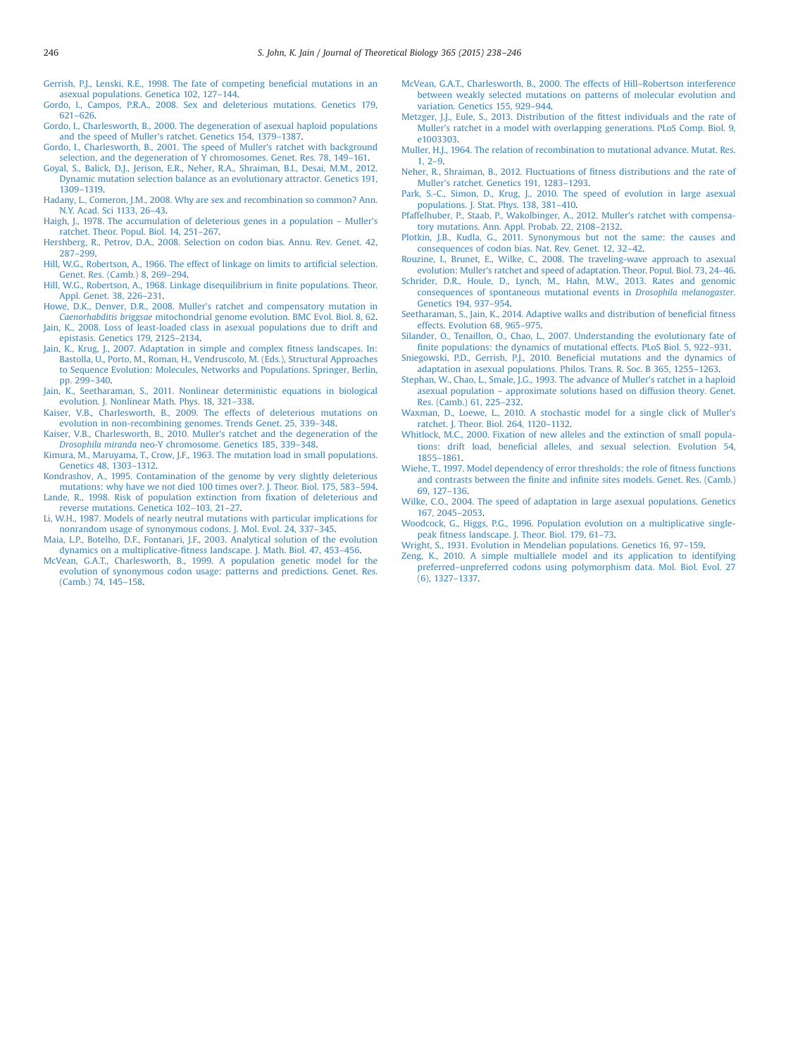Gerrish, P.J., Lenski, R.E., 1998. The fate of competing beneficial mutations in an asexual populations. Genetica 102, 127–144.

Gordo, I., Campos, P.R.A., 2008. Sex and deleterious mutations. Genetics 179, 621–626.

Gordo, I., Charlesworth, B., 2000. The degeneration of asexual haploid populations and the speed of Muller's ratchet. Genetics 154, 1379–1387.

Gordo, I., Charlesworth, B., 2001. The speed of Muller's ratchet with background selection, and the degeneration of Y chromosomes. Genet. Res. 78, 149–161.

Goyal, S., Balick, D.J., Jerison, E.R., Neher, R.A., Shraiman, B.I., Desai, M.M., 2012. Dynamic mutation selection balance as an evolutionary attractor. Genetics 191, 1309–1319.

Hadany, L., Comeron, J.M., 2008. Why are sex and recombination so common? Ann. N.Y. Acad. Sci 1133, 26–43.

Haigh, J., 1978. The accumulation of deleterious genes in a population – Muller's ratchet. Theor. Popul. Biol. 14, 251–267.

Hershberg, R., Petrov, D.A., 2008. Selection on codon bias. Annu. Rev. Genet. 42, 287–299.

Hill, W.G., Robertson, A., 1966. The effect of linkage on limits to artificial selection. Genet. Res. (Camb.) 8, 269–294.

Hill, W.G., Robertson, A., 1968. Linkage disequilibrium in finite populations. Theor. Appl. Genet. 38, 226–231.

Howe, D.K., Denver, D.R., 2008. Muller's ratchet and compensatory mutation in *Caenorhabditis briggsae* mitochondrial genome evolution. BMC Evol. Biol. 8, 62.

Jain, K., 2008. Loss of least-loaded class in asexual populations due to drift and epistasis. Genetics 179, 2125–2134.

Jain, K., Krug, J., 2007. Adaptation in simple and complex fitness landscapes. In: Bastolla, U., Porto, M., Roman, H., Vendruscolo, M. (Eds.), Structural Approaches to Sequence Evolution: Molecules, Networks and Populations. Springer, Berlin, pp. 299–340.

Jain, K., Seetharaman, S., 2011. Nonlinear deterministic equations in biological evolution. J. Nonlinear Math. Phys. 18, 321–338.

Kaiser, V.B., Charlesworth, B., 2009. The effects of deleterious mutations on evolution in non-recombining genomes. Trends Genet. 25, 339–348.

Kaiser, V.B., Charlesworth, B., 2010. Muller's ratchet and the degeneration of the *Drosophila miranda* neo-Y chromosome. Genetics 185, 339–348.

Kimura, M., Maruyama, T., Crow, J.F., 1963. The mutation load in small populations. Genetics 48, 1303–1312.

Kondrashov, A., 1995. Contamination of the genome by very slightly deleterious mutations: why have we not died 100 times over?. J. Theor. Biol. 175, 583–594.

Lande, R., 1998. Risk of population extinction from fixation of deleterious and reverse mutations. Genetica 102–103, 21–27.

Li, W.H., 1987. Models of nearly neutral mutations with particular implications for nonrandom usage of synonymous codons. J. Mol. Evol. 24, 337–345.

Maia, L.P., Botelho, D.F., Fontanari, J.F., 2003. Analytical solution of the evolution dynamics on a multiplicative-fitness landscape. J. Math. Biol. 47, 453–456.

McVean, G.A.T., Charlesworth, B., 1999. A population genetic model for the evolution of synonymous codon usage: patterns and predictions. Genet. Res. (Camb.) 74, 145–158.

McVean, G.A.T., Charlesworth, B., 2000. The effects of Hill–Robertson interference between weakly selected mutations on patterns of molecular evolution and variation. Genetics 155, 929–944.

Metzger, J.J., Eule, S., 2013. Distribution of the fittest individuals and the rate of Muller's ratchet in a model with overlapping generations. PLoS Comp. Biol. 9, e1003303.

Muller, H.J., 1964. The relation of recombination to mutational advance. Mutat. Res. 1, 2–9.

Neher, R., Shraiman, B., 2012. Fluctuations of fitness distributions and the rate of Muller's ratchet. Genetics 191, 1283–1293.

Park, S.-C., Simon, D., Krug, J., 2010. The speed of evolution in large asexual populations. J. Stat. Phys. 138, 381–410.

Pfaffelhuber, P., Staab, P., Wakolbinger, A., 2012. Muller's ratchet with compensatory mutations. Ann. Appl. Probab. 22, 2108–2132.

Plotkin, J.B., Kudla, G., 2011. Synonymous but not the same: the causes and consequences of codon bias. Nat. Rev. Genet. 12, 32–42.

Rouzine, I., Brunet, E., Wilke, C., 2008. The traveling-wave approach to asexual evolution: Muller's ratchet and speed of adaptation. Theor. Popul. Biol. 73, 24–46.

Schrider, D.R., Houle, D., Lynch, M., Hahn, M.W., 2013. Rates and genomic consequences of spontaneous mutational events in *Drosophila melanogaster*. Genetics 194, 937–954.

Seetharaman, S., Jain, K., 2014. Adaptive walks and distribution of beneficial fitness effects. Evolution 68, 965–975.

Silander, O., Tenaillon, O., Chao, L., 2007. Understanding the evolutionary fate of finite populations: the dynamics of mutational effects. PLoS Biol. 5, 922–931.

Sniegowski, P.D., Gerrish, P.J., 2010. Beneficial mutations and the dynamics of adaptation in asexual populations. Philos. Trans. R. Soc. B 365, 1255–1263.

Stephan, W., Chao, L., Smale, J.G., 1993. The advance of Muller's ratchet in a haploid asexual population – approximate solutions based on diffusion theory. Genet. Res. (Camb.) 61, 225–232.

Waxman, D., Loewe, L., 2010. A stochastic model for a single click of Muller's ratchet. J. Theor. Biol. 264, 1120–1132.

Whitlock, M.C., 2000. Fixation of new alleles and the extinction of small populations: drift load, beneficial alleles, and sexual selection. Evolution 54, 1855–1861.

Wiehe, T., 1997. Model dependency of error thresholds: the role of fitness functions and contrasts between the finite and infinite sites models. Genet. Res. (Camb.) 69, 127–136.

Wilke, C.O., 2004. The speed of adaptation in large asexual populations. Genetics 167, 2045–2053.

Woodcock, G., Higgs, P.G., 1996. Population evolution on a multiplicative single-peak fitness landscape. J. Theor. Biol. 179, 61–73.

Wright, S., 1931. Evolution in Mendelian populations. Genetics 16, 97–159.

Zeng, K., 2010. A simple multiallele model and its application to identifying preferred–unpreferred codons using polymorphism data. Mol. Biol. Evol. 27 (6), 1327–1337.